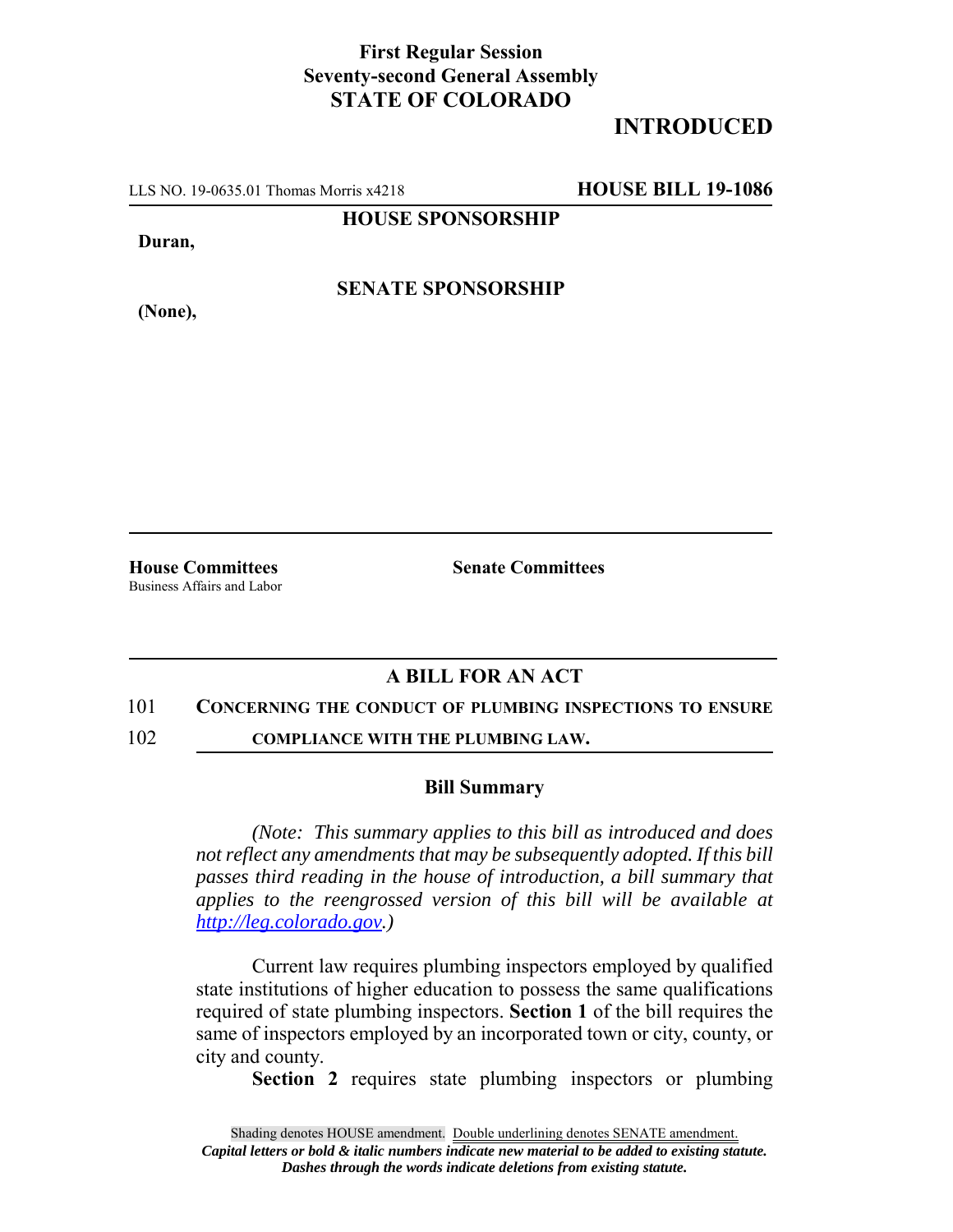**First Regular Session**
**Seventy-second General Assembly**
**STATE OF COLORADO**

# INTRODUCED

LLS NO. 19-0635.01 Thomas Morris x4218 **HOUSE BILL 19-1086**

**HOUSE SPONSORSHIP**

**Duran,**

**SENATE SPONSORSHIP**

**(None),**

**House Committees**
Business Affairs and Labor

**Senate Committees**

## A BILL FOR AN ACT

101 **CONCERNING THE CONDUCT OF PLUMBING INSPECTIONS TO ENSURE**
102 **COMPLIANCE WITH THE PLUMBING LAW.**

### Bill Summary

*(Note: This summary applies to this bill as introduced and does not reflect any amendments that may be subsequently adopted. If this bill passes third reading in the house of introduction, a bill summary that applies to the reengrossed version of this bill will be available at http://leg.colorado.gov.)*

Current law requires plumbing inspectors employed by qualified state institutions of higher education to possess the same qualifications required of state plumbing inspectors. **Section 1** of the bill requires the same of inspectors employed by an incorporated town or city, county, or city and county.

**Section 2** requires state plumbing inspectors or plumbing

Shading denotes HOUSE amendment. Double underlining denotes SENATE amendment.
*Capital letters or bold & italic numbers indicate new material to be added to existing statute.*
*Dashes through the words indicate deletions from existing statute.*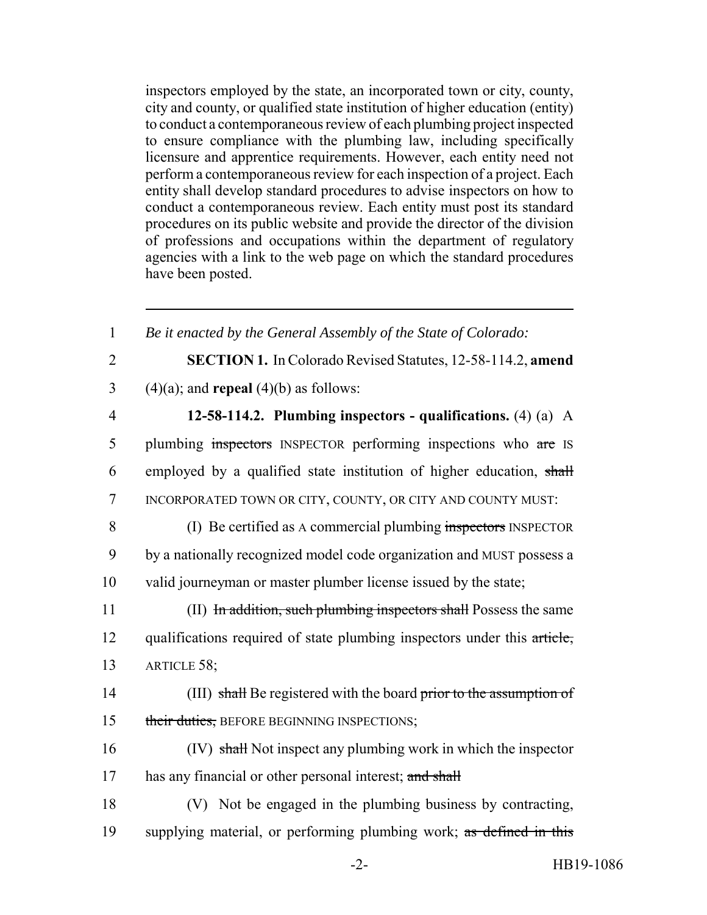inspectors employed by the state, an incorporated town or city, county, city and county, or qualified state institution of higher education (entity) to conduct a contemporaneous review of each plumbing project inspected to ensure compliance with the plumbing law, including specifically licensure and apprentice requirements. However, each entity need not perform a contemporaneous review for each inspection of a project. Each entity shall develop standard procedures to advise inspectors on how to conduct a contemporaneous review. Each entity must post its standard procedures on its public website and provide the director of the division of professions and occupations within the department of regulatory agencies with a link to the web page on which the standard procedures have been posted.

---

1 *Be it enacted by the General Assembly of the State of Colorado:*

2 **SECTION 1.** In Colorado Revised Statutes, 12-58-114.2, **amend**
3 (4)(a); and **repeal** (4)(b) as follows:

4 **12-58-114.2. Plumbing inspectors - qualifications.** (4) (a) A
5 plumbing ~~inspectors~~ INSPECTOR performing inspections who ~~are~~ IS
6 employed by a qualified state institution of higher education, ~~shall~~
7 INCORPORATED TOWN OR CITY, COUNTY, OR CITY AND COUNTY MUST:

8 (I) Be certified as A commercial plumbing ~~inspectors~~ INSPECTOR
9 by a nationally recognized model code organization and MUST possess a
10 valid journeyman or master plumber license issued by the state;

11 (II) ~~In addition, such plumbing inspectors shall~~ Possess the same
12 qualifications required of state plumbing inspectors under this ~~article,~~
13 ARTICLE 58;

14 (III) ~~shall~~ Be registered with the board ~~prior to the assumption of~~
15 ~~their duties,~~ BEFORE BEGINNING INSPECTIONS;

16 (IV) ~~shall~~ Not inspect any plumbing work in which the inspector
17 has any financial or other personal interest; ~~and shall~~

18 (V) Not be engaged in the plumbing business by contracting,
19 supplying material, or performing plumbing work; ~~as defined in this~~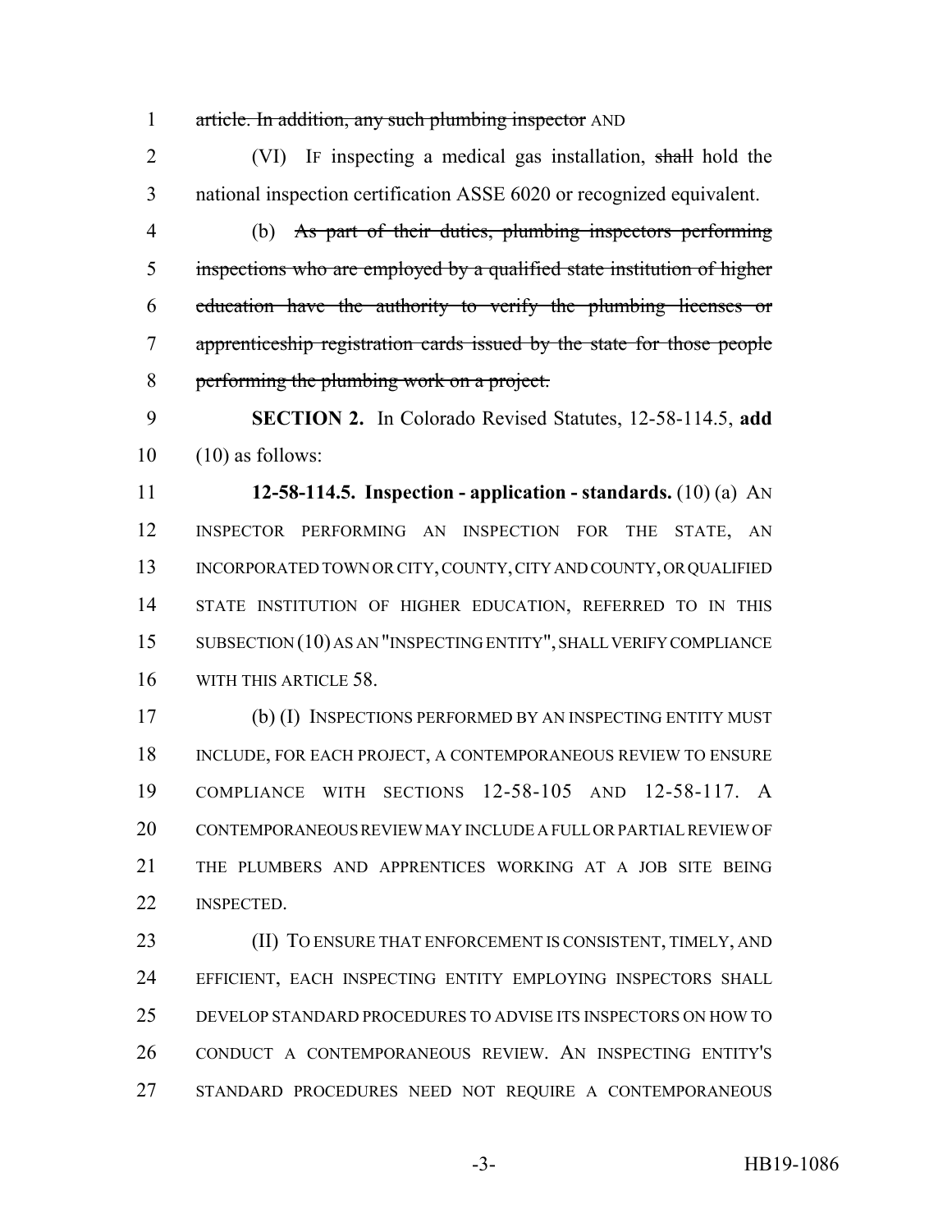article. In addition, any such plumbing inspector AND

(VI) IF inspecting a medical gas installation, shall hold the national inspection certification ASSE 6020 or recognized equivalent.

(b) As part of their duties, plumbing inspectors performing inspections who are employed by a qualified state institution of higher education have the authority to verify the plumbing licenses or apprenticeship registration cards issued by the state for those people performing the plumbing work on a project.

**SECTION 2.** In Colorado Revised Statutes, 12-58-114.5, **add** (10) as follows:

**12-58-114.5. Inspection - application - standards.** (10) (a) AN INSPECTOR PERFORMING AN INSPECTION FOR THE STATE, AN INCORPORATED TOWN OR CITY, COUNTY, CITY AND COUNTY, OR QUALIFIED STATE INSTITUTION OF HIGHER EDUCATION, REFERRED TO IN THIS SUBSECTION (10) AS AN "INSPECTING ENTITY", SHALL VERIFY COMPLIANCE WITH THIS ARTICLE 58.

(b) (I) INSPECTIONS PERFORMED BY AN INSPECTING ENTITY MUST INCLUDE, FOR EACH PROJECT, A CONTEMPORANEOUS REVIEW TO ENSURE COMPLIANCE WITH SECTIONS 12-58-105 AND 12-58-117. A CONTEMPORANEOUS REVIEW MAY INCLUDE A FULL OR PARTIAL REVIEW OF THE PLUMBERS AND APPRENTICES WORKING AT A JOB SITE BEING INSPECTED.

(II) TO ENSURE THAT ENFORCEMENT IS CONSISTENT, TIMELY, AND EFFICIENT, EACH INSPECTING ENTITY EMPLOYING INSPECTORS SHALL DEVELOP STANDARD PROCEDURES TO ADVISE ITS INSPECTORS ON HOW TO CONDUCT A CONTEMPORANEOUS REVIEW. AN INSPECTING ENTITY'S STANDARD PROCEDURES NEED NOT REQUIRE A CONTEMPORANEOUS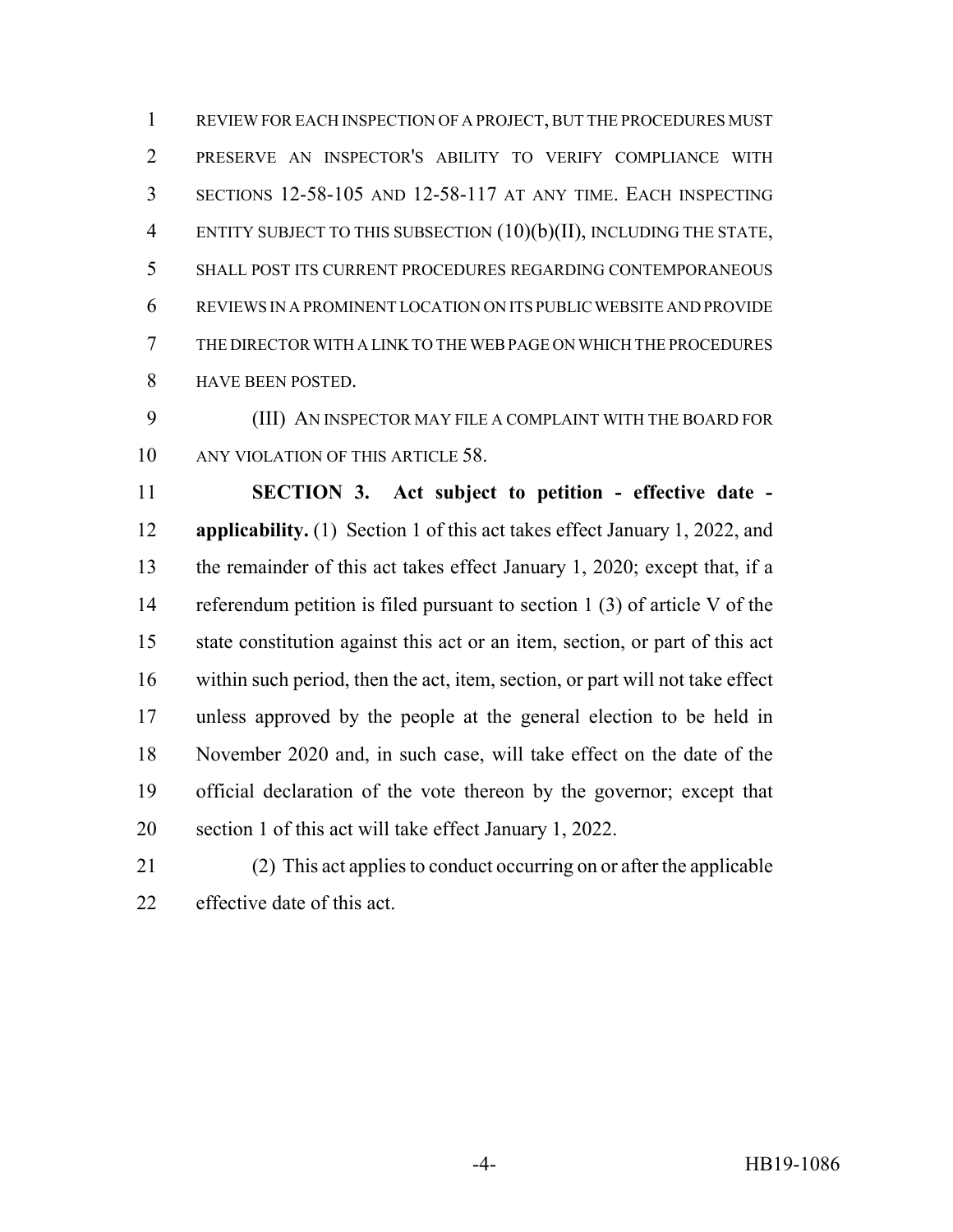REVIEW FOR EACH INSPECTION OF A PROJECT, BUT THE PROCEDURES MUST PRESERVE AN INSPECTOR'S ABILITY TO VERIFY COMPLIANCE WITH SECTIONS 12-58-105 AND 12-58-117 AT ANY TIME. EACH INSPECTING ENTITY SUBJECT TO THIS SUBSECTION (10)(b)(II), INCLUDING THE STATE, SHALL POST ITS CURRENT PROCEDURES REGARDING CONTEMPORANEOUS REVIEWS IN A PROMINENT LOCATION ON ITS PUBLIC WEBSITE AND PROVIDE THE DIRECTOR WITH A LINK TO THE WEB PAGE ON WHICH THE PROCEDURES HAVE BEEN POSTED.

(III) AN INSPECTOR MAY FILE A COMPLAINT WITH THE BOARD FOR ANY VIOLATION OF THIS ARTICLE 58.

**SECTION 3. Act subject to petition - effective date - applicability.** (1) Section 1 of this act takes effect January 1, 2022, and the remainder of this act takes effect January 1, 2020; except that, if a referendum petition is filed pursuant to section 1 (3) of article V of the state constitution against this act or an item, section, or part of this act within such period, then the act, item, section, or part will not take effect unless approved by the people at the general election to be held in November 2020 and, in such case, will take effect on the date of the official declaration of the vote thereon by the governor; except that section 1 of this act will take effect January 1, 2022.

(2) This act applies to conduct occurring on or after the applicable effective date of this act.